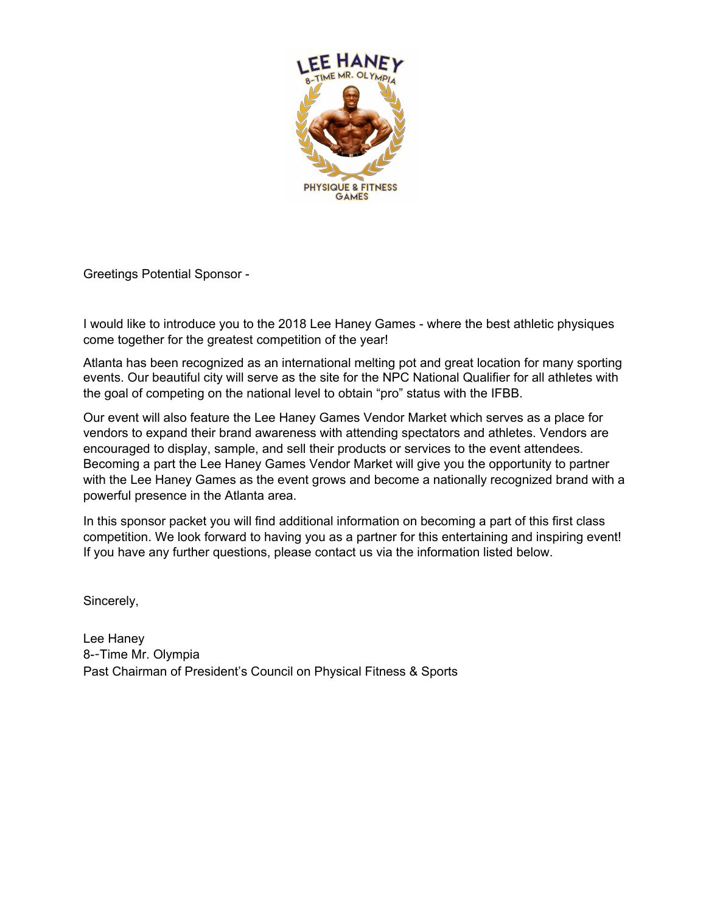Greetings Potential Sponsor -

I would like to introduce you to the 2018 Lee Haney Games - where the best athletic physiques come together for the greatest competition of the year!

Atlanta has been recognized as an international melting pot and great location for many sporting events. Our beautiful city will serve as the site for the NPC National Qualifier for all athletes with the goal of competing on the national level to obtain "pro" status with the IFBB.

Our event will also feature the Lee Haney Games Vendor Market which serves as a place for vendors to expand their brand awareness with attending spectators and athletes. Vendors are encouraged to display, sample, and sell their products or services to the event attendees. Becoming a part the Lee Haney Games Vendor Market will give you the opportunity to partner with the Lee Haney Games as the event grows and become a nationally recognized brand with a powerful presence in the Atlanta area.

In this sponsor packet you will find additional information on becoming a part of this first class competition. We look forward to having you as a partner for this entertaining and inspiring event! If you have any further questions, please contact us via the information listed below.

Sincerely,

Lee Haney
8--Time Mr. Olympia
Past Chairman of President's Council on Physical Fitness & Sports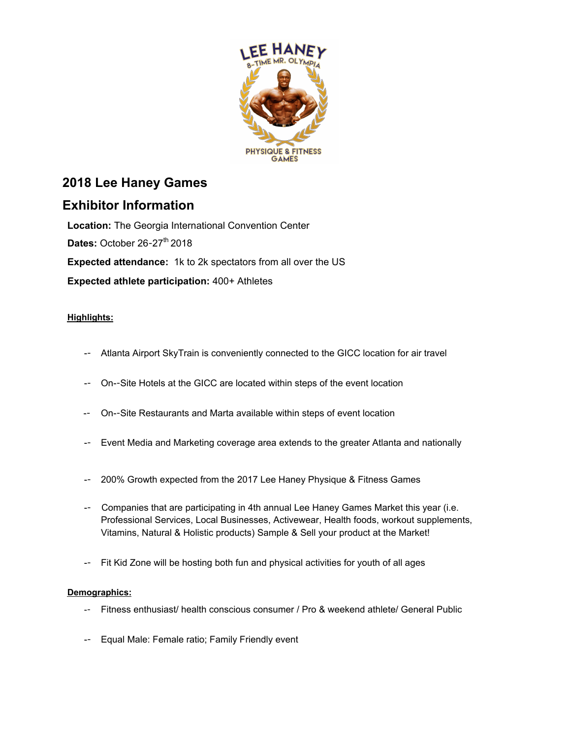# 2018 Lee Haney Games

# Exhibitor Information

**Location:** The Georgia International Convention Center

**Dates:** October 26-27th 2018

**Expected attendance:** 1k to 2k spectators from all over the US

**Expected athlete participation:** 400+ Athletes

**Highlights:**

- -- Atlanta Airport SkyTrain is conveniently connected to the GICC location for air travel
- -- On--Site Hotels at the GICC are located within steps of the event location
- -- On--Site Restaurants and Marta available within steps of event location
- -- Event Media and Marketing coverage area extends to the greater Atlanta and nationally
- -- 200% Growth expected from the 2017 Lee Haney Physique & Fitness Games
- -- Companies that are participating in 4th annual Lee Haney Games Market this year (i.e. Professional Services, Local Businesses, Activewear, Health foods, workout supplements, Vitamins, Natural & Holistic products) Sample & Sell your product at the Market!
- -- Fit Kid Zone will be hosting both fun and physical activities for youth of all ages

**Demographics:**

- -- Fitness enthusiast/ health conscious consumer / Pro & weekend athlete/ General Public
- -- Equal Male: Female ratio; Family Friendly event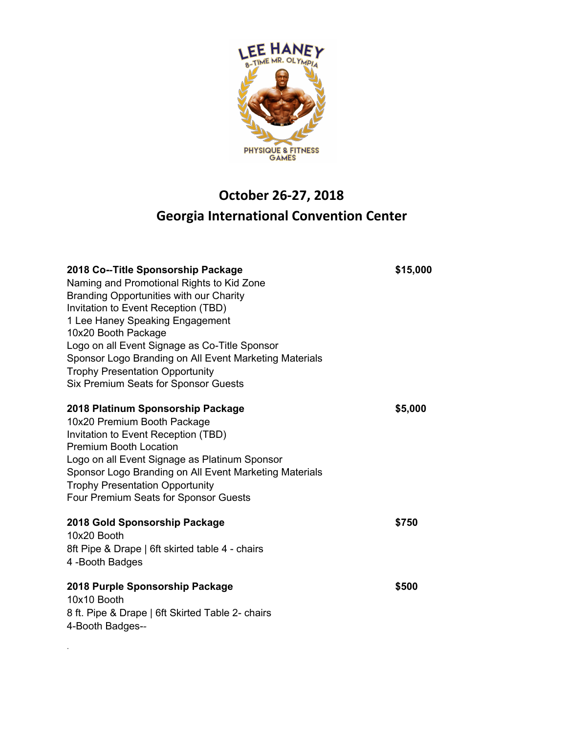## October 26-27, 2018
## Georgia International Convention Center

**2018 Co--Title Sponsorship Package** **$15,000**

Naming and Promotional Rights to Kid Zone
Branding Opportunities with our Charity
Invitation to Event Reception (TBD)
1 Lee Haney Speaking Engagement
10x20 Booth Package
Logo on all Event Signage as Co-Title Sponsor
Sponsor Logo Branding on All Event Marketing Materials
Trophy Presentation Opportunity
Six Premium Seats for Sponsor Guests

**2018 Platinum Sponsorship Package** **$5,000**

10x20 Premium Booth Package
Invitation to Event Reception (TBD)
Premium Booth Location
Logo on all Event Signage as Platinum Sponsor
Sponsor Logo Branding on All Event Marketing Materials
Trophy Presentation Opportunity
Four Premium Seats for Sponsor Guests

**2018 Gold Sponsorship Package** **$750**

10x20 Booth
8ft Pipe & Drape | 6ft skirted table 4 - chairs
4 -Booth Badges

**2018 Purple Sponsorship Package** **$500**

10x10 Booth
8 ft. Pipe & Drape | 6ft Skirted Table 2- chairs
4-Booth Badges--

.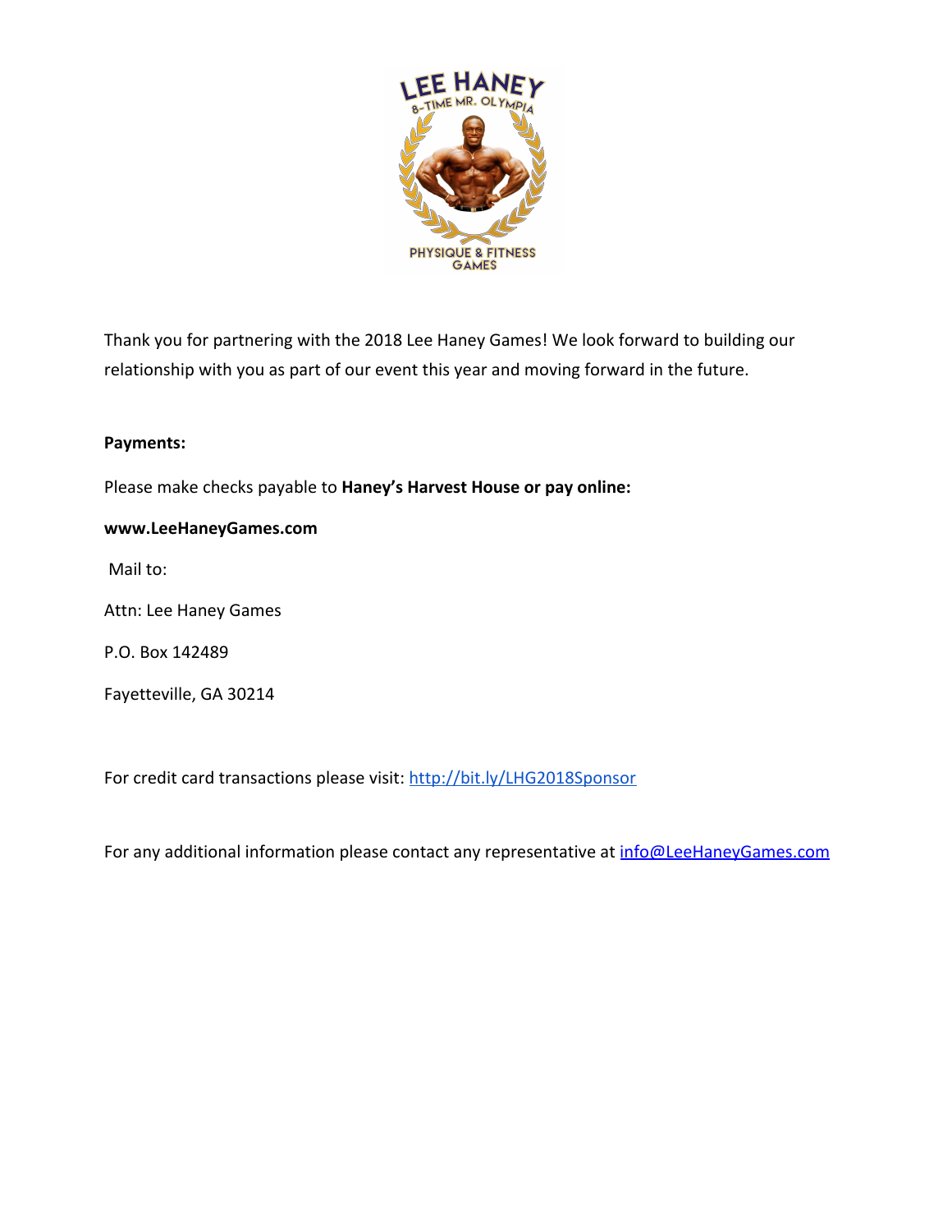Thank you for partnering with the 2018 Lee Haney Games! We look forward to building our relationship with you as part of our event this year and moving forward in the future.

**Payments:**

Please make checks payable to **Haney's Harvest House or pay online:**

**www.LeeHaneyGames.com**

Mail to:

Attn: Lee Haney Games

P.O. Box 142489

Fayetteville, GA 30214

For credit card transactions please visit: http://bit.ly/LHG2018Sponsor

For any additional information please contact any representative at info@LeeHaneyGames.com